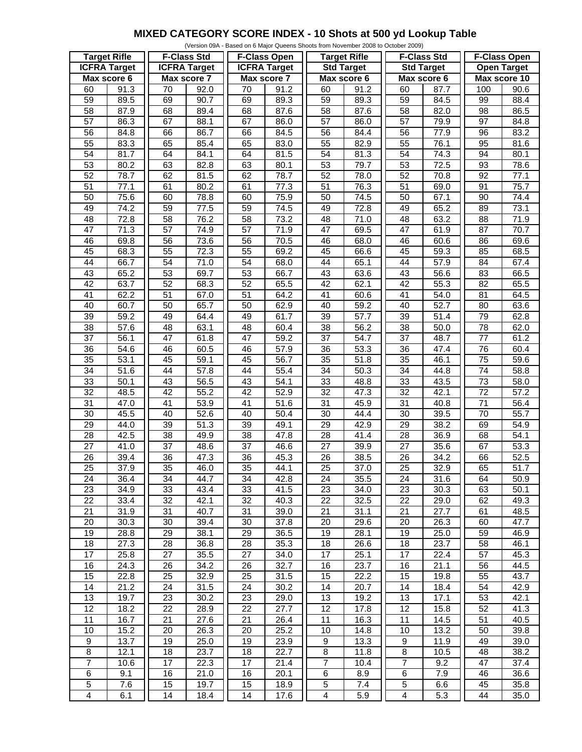# MIXED CATEGORY SCORE INDEX - 10 Shots at 500 yd Lookup Table

(Version 09A - Based on 6 Major Queens Shoots from November 2008 to October 2009)

| Target Rifle | | F-Class Std | | F-Class Open | | Target Rifle | | F-Class Std | | F-Class Open | |
|---|---|---|---|---|---|---|---|---|---|---|---|
| ICFRA Target | | ICFRA Target | | ICFRA Target | | Std Target | | Std Target | | Open Target | |
| Max score 6 | | Max score 7 | | Max score 7 | | Max score 6 | | Max score 6 | | Max score 10 | |
| 60 | 91.3 | 70 | 92.0 | 70 | 91.2 | 60 | 91.2 | 60 | 87.7 | 100 | 90.6 |
| 59 | 89.5 | 69 | 90.7 | 69 | 89.3 | 59 | 89.3 | 59 | 84.5 | 99 | 88.4 |
| 58 | 87.9 | 68 | 89.4 | 68 | 87.6 | 58 | 87.6 | 58 | 82.0 | 98 | 86.5 |
| 57 | 86.3 | 67 | 88.1 | 67 | 86.0 | 57 | 86.0 | 57 | 79.9 | 97 | 84.8 |
| 56 | 84.8 | 66 | 86.7 | 66 | 84.5 | 56 | 84.4 | 56 | 77.9 | 96 | 83.2 |
| 55 | 83.3 | 65 | 85.4 | 65 | 83.0 | 55 | 82.9 | 55 | 76.1 | 95 | 81.6 |
| 54 | 81.7 | 64 | 84.1 | 64 | 81.5 | 54 | 81.3 | 54 | 74.3 | 94 | 80.1 |
| 53 | 80.2 | 63 | 82.8 | 63 | 80.1 | 53 | 79.7 | 53 | 72.5 | 93 | 78.6 |
| 52 | 78.7 | 62 | 81.5 | 62 | 78.7 | 52 | 78.0 | 52 | 70.8 | 92 | 77.1 |
| 51 | 77.1 | 61 | 80.2 | 61 | 77.3 | 51 | 76.3 | 51 | 69.0 | 91 | 75.7 |
| 50 | 75.6 | 60 | 78.8 | 60 | 75.9 | 50 | 74.5 | 50 | 67.1 | 90 | 74.4 |
| 49 | 74.2 | 59 | 77.5 | 59 | 74.5 | 49 | 72.8 | 49 | 65.2 | 89 | 73.1 |
| 48 | 72.8 | 58 | 76.2 | 58 | 73.2 | 48 | 71.0 | 48 | 63.2 | 88 | 71.9 |
| 47 | 71.3 | 57 | 74.9 | 57 | 71.9 | 47 | 69.5 | 47 | 61.9 | 87 | 70.7 |
| 46 | 69.8 | 56 | 73.6 | 56 | 70.5 | 46 | 68.0 | 46 | 60.6 | 86 | 69.6 |
| 45 | 68.3 | 55 | 72.3 | 55 | 69.2 | 45 | 66.6 | 45 | 59.3 | 85 | 68.5 |
| 44 | 66.7 | 54 | 71.0 | 54 | 68.0 | 44 | 65.1 | 44 | 57.9 | 84 | 67.4 |
| 43 | 65.2 | 53 | 69.7 | 53 | 66.7 | 43 | 63.6 | 43 | 56.6 | 83 | 66.5 |
| 42 | 63.7 | 52 | 68.3 | 52 | 65.5 | 42 | 62.1 | 42 | 55.3 | 82 | 65.5 |
| 41 | 62.2 | 51 | 67.0 | 51 | 64.2 | 41 | 60.6 | 41 | 54.0 | 81 | 64.5 |
| 40 | 60.7 | 50 | 65.7 | 50 | 62.9 | 40 | 59.2 | 40 | 52.7 | 80 | 63.6 |
| 39 | 59.2 | 49 | 64.4 | 49 | 61.7 | 39 | 57.7 | 39 | 51.4 | 79 | 62.8 |
| 38 | 57.6 | 48 | 63.1 | 48 | 60.4 | 38 | 56.2 | 38 | 50.0 | 78 | 62.0 |
| 37 | 56.1 | 47 | 61.8 | 47 | 59.2 | 37 | 54.7 | 37 | 48.7 | 77 | 61.2 |
| 36 | 54.6 | 46 | 60.5 | 46 | 57.9 | 36 | 53.3 | 36 | 47.4 | 76 | 60.4 |
| 35 | 53.1 | 45 | 59.1 | 45 | 56.7 | 35 | 51.8 | 35 | 46.1 | 75 | 59.6 |
| 34 | 51.6 | 44 | 57.8 | 44 | 55.4 | 34 | 50.3 | 34 | 44.8 | 74 | 58.8 |
| 33 | 50.1 | 43 | 56.5 | 43 | 54.1 | 33 | 48.8 | 33 | 43.5 | 73 | 58.0 |
| 32 | 48.5 | 42 | 55.2 | 42 | 52.9 | 32 | 47.3 | 32 | 42.1 | 72 | 57.2 |
| 31 | 47.0 | 41 | 53.9 | 41 | 51.6 | 31 | 45.9 | 31 | 40.8 | 71 | 56.4 |
| 30 | 45.5 | 40 | 52.6 | 40 | 50.4 | 30 | 44.4 | 30 | 39.5 | 70 | 55.7 |
| 29 | 44.0 | 39 | 51.3 | 39 | 49.1 | 29 | 42.9 | 29 | 38.2 | 69 | 54.9 |
| 28 | 42.5 | 38 | 49.9 | 38 | 47.8 | 28 | 41.4 | 28 | 36.9 | 68 | 54.1 |
| 27 | 41.0 | 37 | 48.6 | 37 | 46.6 | 27 | 39.9 | 27 | 35.6 | 67 | 53.3 |
| 26 | 39.4 | 36 | 47.3 | 36 | 45.3 | 26 | 38.5 | 26 | 34.2 | 66 | 52.5 |
| 25 | 37.9 | 35 | 46.0 | 35 | 44.1 | 25 | 37.0 | 25 | 32.9 | 65 | 51.7 |
| 24 | 36.4 | 34 | 44.7 | 34 | 42.8 | 24 | 35.5 | 24 | 31.6 | 64 | 50.9 |
| 23 | 34.9 | 33 | 43.4 | 33 | 41.5 | 23 | 34.0 | 23 | 30.3 | 63 | 50.1 |
| 22 | 33.4 | 32 | 42.1 | 32 | 40.3 | 22 | 32.5 | 22 | 29.0 | 62 | 49.3 |
| 21 | 31.9 | 31 | 40.7 | 31 | 39.0 | 21 | 31.1 | 21 | 27.7 | 61 | 48.5 |
| 20 | 30.3 | 30 | 39.4 | 30 | 37.8 | 20 | 29.6 | 20 | 26.3 | 60 | 47.7 |
| 19 | 28.8 | 29 | 38.1 | 29 | 36.5 | 19 | 28.1 | 19 | 25.0 | 59 | 46.9 |
| 18 | 27.3 | 28 | 36.8 | 28 | 35.3 | 18 | 26.6 | 18 | 23.7 | 58 | 46.1 |
| 17 | 25.8 | 27 | 35.5 | 27 | 34.0 | 17 | 25.1 | 17 | 22.4 | 57 | 45.3 |
| 16 | 24.3 | 26 | 34.2 | 26 | 32.7 | 16 | 23.7 | 16 | 21.1 | 56 | 44.5 |
| 15 | 22.8 | 25 | 32.9 | 25 | 31.5 | 15 | 22.2 | 15 | 19.8 | 55 | 43.7 |
| 14 | 21.2 | 24 | 31.5 | 24 | 30.2 | 14 | 20.7 | 14 | 18.4 | 54 | 42.9 |
| 13 | 19.7 | 23 | 30.2 | 23 | 29.0 | 13 | 19.2 | 13 | 17.1 | 53 | 42.1 |
| 12 | 18.2 | 22 | 28.9 | 22 | 27.7 | 12 | 17.8 | 12 | 15.8 | 52 | 41.3 |
| 11 | 16.7 | 21 | 27.6 | 21 | 26.4 | 11 | 16.3 | 11 | 14.5 | 51 | 40.5 |
| 10 | 15.2 | 20 | 26.3 | 20 | 25.2 | 10 | 14.8 | 10 | 13.2 | 50 | 39.8 |
| 9 | 13.7 | 19 | 25.0 | 19 | 23.9 | 9 | 13.3 | 9 | 11.9 | 49 | 39.0 |
| 8 | 12.1 | 18 | 23.7 | 18 | 22.7 | 8 | 11.8 | 8 | 10.5 | 48 | 38.2 |
| 7 | 10.6 | 17 | 22.3 | 17 | 21.4 | 7 | 10.4 | 7 | 9.2 | 47 | 37.4 |
| 6 | 9.1 | 16 | 21.0 | 16 | 20.1 | 6 | 8.9 | 6 | 7.9 | 46 | 36.6 |
| 5 | 7.6 | 15 | 19.7 | 15 | 18.9 | 5 | 7.4 | 5 | 6.6 | 45 | 35.8 |
| 4 | 6.1 | 14 | 18.4 | 14 | 17.6 | 4 | 5.9 | 4 | 5.3 | 44 | 35.0 |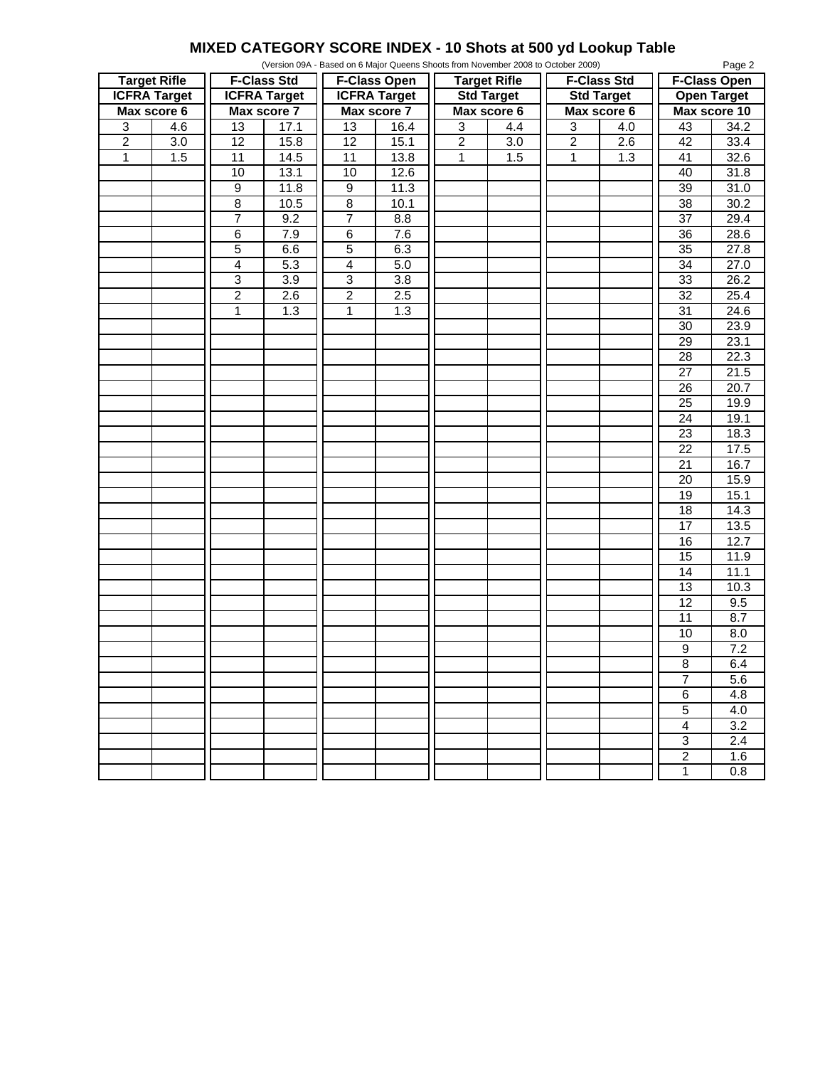## MIXED CATEGORY SCORE INDEX - 10 Shots at 500 yd Lookup Table

(Version 09A - Based on 6 Major Queens Shoots from November 2008 to October 2009)

| Target Rifle | | F-Class Std | | F-Class Open | | Target Rifle | | F-Class Std | | F-Class Open | |
|---|---|---|---|---|---|---|---|---|---|---|---|
| ICFRA Target | | ICFRA Target | | ICFRA Target | | Std Target | | Std Target | | Open Target | |
| Max score 6 | | Max score 7 | | Max score 7 | | Max score 6 | | Max score 6 | | Max score 10 | |
| 3 | 4.6 | 13 | 17.1 | 13 | 16.4 | 3 | 4.4 | 3 | 4.0 | 43 | 34.2 |
| 2 | 3.0 | 12 | 15.8 | 12 | 15.1 | 2 | 3.0 | 2 | 2.6 | 42 | 33.4 |
| 1 | 1.5 | 11 | 14.5 | 11 | 13.8 | 1 | 1.5 | 1 | 1.3 | 41 | 32.6 |
| | | 10 | 13.1 | 10 | 12.6 | | | | | 40 | 31.8 |
| | | 9 | 11.8 | 9 | 11.3 | | | | | 39 | 31.0 |
| | | 8 | 10.5 | 8 | 10.1 | | | | | 38 | 30.2 |
| | | 7 | 9.2 | 7 | 8.8 | | | | | 37 | 29.4 |
| | | 6 | 7.9 | 6 | 7.6 | | | | | 36 | 28.6 |
| | | 5 | 6.6 | 5 | 6.3 | | | | | 35 | 27.8 |
| | | 4 | 5.3 | 4 | 5.0 | | | | | 34 | 27.0 |
| | | 3 | 3.9 | 3 | 3.8 | | | | | 33 | 26.2 |
| | | 2 | 2.6 | 2 | 2.5 | | | | | 32 | 25.4 |
| | | 1 | 1.3 | 1 | 1.3 | | | | | 31 | 24.6 |
| | | | | | | | | | | 30 | 23.9 |
| | | | | | | | | | | 29 | 23.1 |
| | | | | | | | | | | 28 | 22.3 |
| | | | | | | | | | | 27 | 21.5 |
| | | | | | | | | | | 26 | 20.7 |
| | | | | | | | | | | 25 | 19.9 |
| | | | | | | | | | | 24 | 19.1 |
| | | | | | | | | | | 23 | 18.3 |
| | | | | | | | | | | 22 | 17.5 |
| | | | | | | | | | | 21 | 16.7 |
| | | | | | | | | | | 20 | 15.9 |
| | | | | | | | | | | 19 | 15.1 |
| | | | | | | | | | | 18 | 14.3 |
| | | | | | | | | | | 17 | 13.5 |
| | | | | | | | | | | 16 | 12.7 |
| | | | | | | | | | | 15 | 11.9 |
| | | | | | | | | | | 14 | 11.1 |
| | | | | | | | | | | 13 | 10.3 |
| | | | | | | | | | | 12 | 9.5 |
| | | | | | | | | | | 11 | 8.7 |
| | | | | | | | | | | 10 | 8.0 |
| | | | | | | | | | | 9 | 7.2 |
| | | | | | | | | | | 8 | 6.4 |
| | | | | | | | | | | 7 | 5.6 |
| | | | | | | | | | | 6 | 4.8 |
| | | | | | | | | | | 5 | 4.0 |
| | | | | | | | | | | 4 | 3.2 |
| | | | | | | | | | | 3 | 2.4 |
| | | | | | | | | | | 2 | 1.6 |
| | | | | | | | | | | 1 | 0.8 |